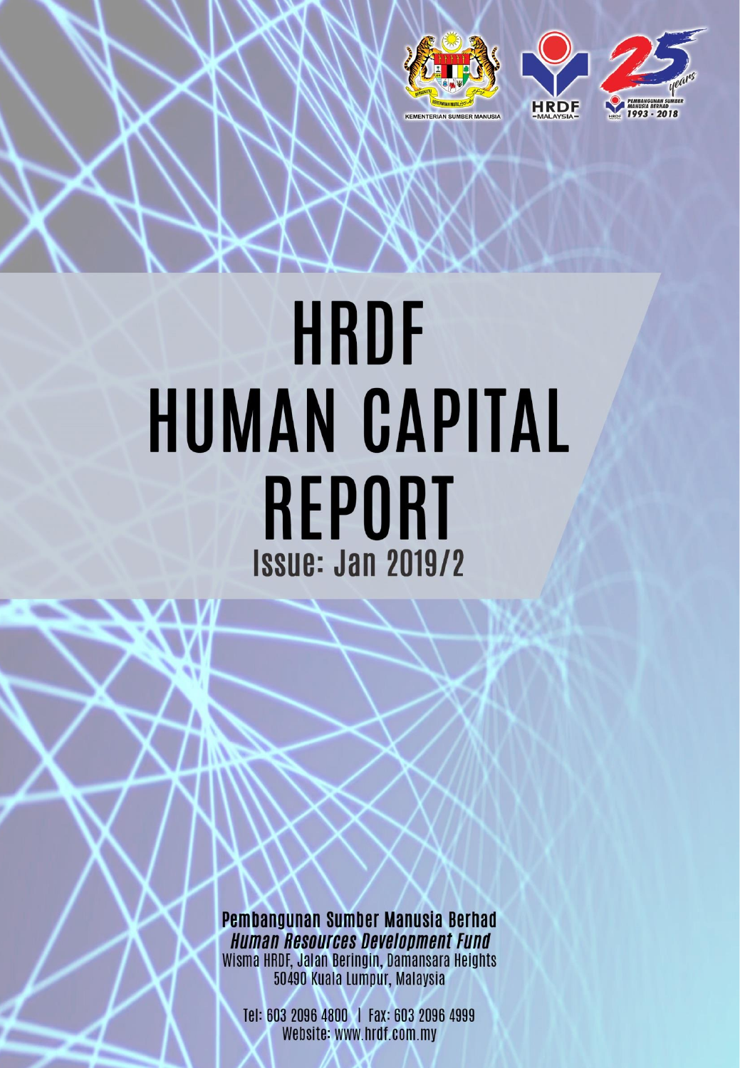# HRDF HUMAN CAPITAL REPORT

## Issue: Jan 2019/2

**Pembangunan Sumber Manusia Berhad**

***Human Resources Development Fund***

Wisma HRDF, Jalan Beringin, Damansara Heights
50490 Kuala Lumpur, Malaysia

Tel: 603 2096 4800 | Fax: 603 2096 4999
Website: www.hrdf.com.my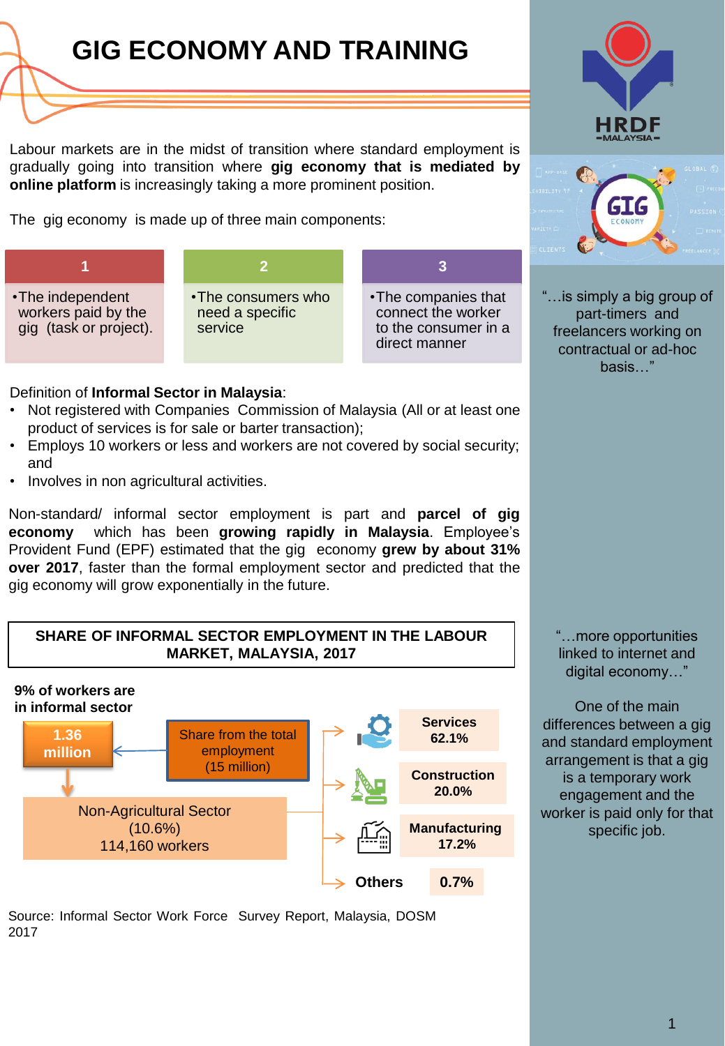# GIG ECONOMY AND TRAINING

Labour markets are in the midst of transition where standard employment is gradually going into transition where **gig economy that is mediated by online platform** is increasingly taking a more prominent position.

The gig economy is made up of three main components:

| 1 | 2 | 3 |
|---|---|---|
| The independent workers paid by the gig (task or project). | The consumers who need a specific service | The companies that connect the worker to the consumer in a direct manner |

Definition of **Informal Sector in Malaysia**:

- Not registered with Companies Commission of Malaysia (All or at least one product of services is for sale or barter transaction);
- Employs 10 workers or less and workers are not covered by social security; and
- Involves in non agricultural activities.

Non-standard/ informal sector employment is part and **parcel of gig economy** which has been **growing rapidly in Malaysia**. Employee's Provident Fund (EPF) estimated that the gig economy **grew by about 31% over 2017**, faster than the formal employment sector and predicted that the gig economy will grow exponentially in the future.

**SHARE OF INFORMAL SECTOR EMPLOYMENT IN THE LABOUR MARKET, MALAYSIA, 2017**

**9% of workers are in informal sector**

**1.36 million** ← Share from the total employment (15 million)

Non-Agricultural Sector (10.6%) 114,160 workers

| Sector | Share |
|---|---|
| Services | 62.1% |
| Construction | 20.0% |
| Manufacturing | 17.2% |
| Others | 0.7% |

Source: Informal Sector Work Force Survey Report, Malaysia, DOSM 2017

"…is simply a big group of part-timers and freelancers working on contractual or ad-hoc basis…"

"…more opportunities linked to internet and digital economy…"

One of the main differences between a gig and standard employment arrangement is that a gig is a temporary work engagement and the worker is paid only for that specific job.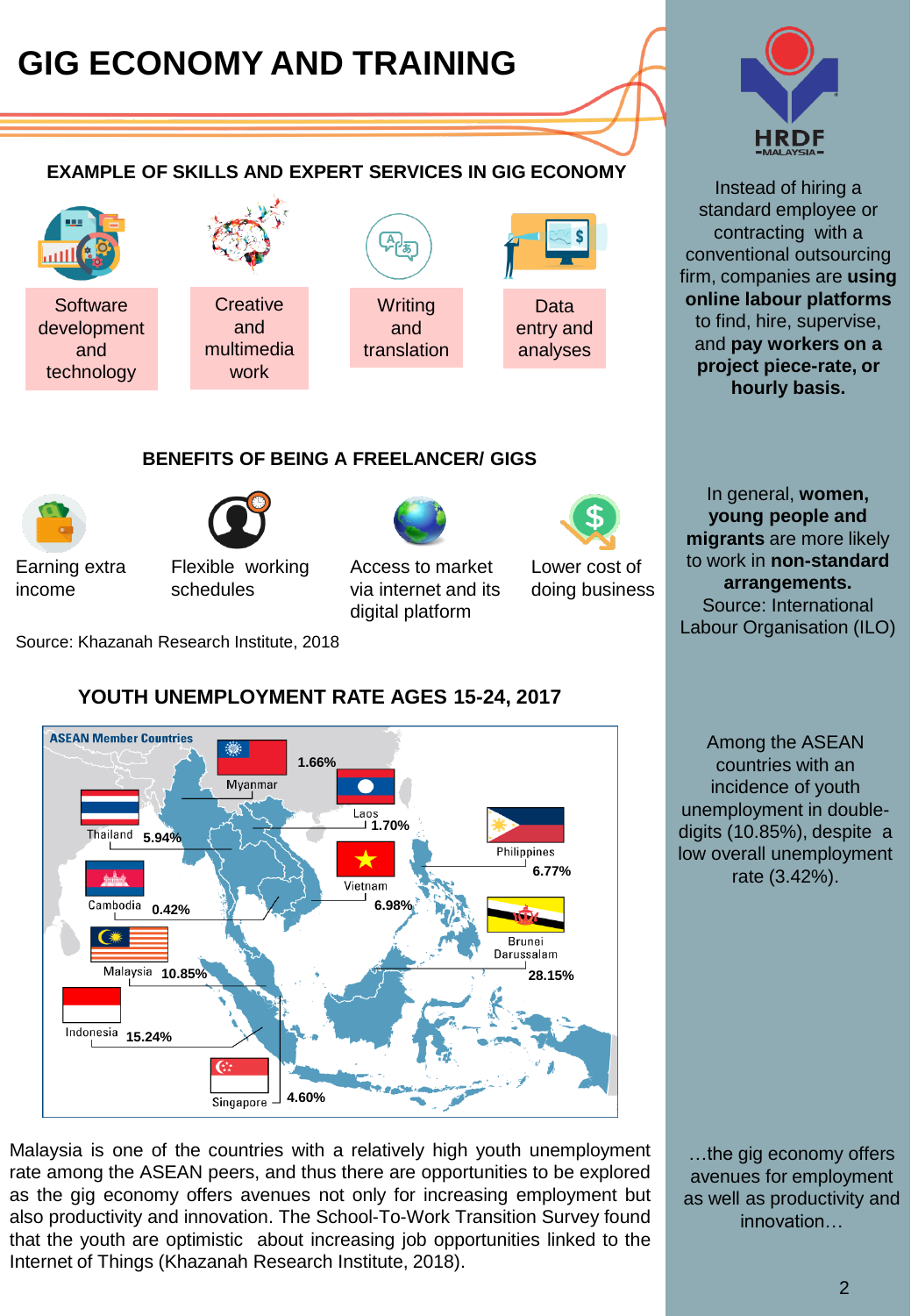# GIG ECONOMY AND TRAINING

## EXAMPLE OF SKILLS AND EXPERT SERVICES IN GIG ECONOMY

- Software development and technology
- Creative and multimedia work
- Writing and translation
- Data entry and analyses

## BENEFITS OF BEING A FREELANCER/ GIGS

- Earning extra income
- Flexible working schedules
- Access to market via internet and its digital platform
- Lower cost of doing business

Source: Khazanah Research Institute, 2018

## YOUTH UNEMPLOYMENT RATE AGES 15-24, 2017

ASEAN Member Countries

| Country | Rate |
|---|---|
| Myanmar | 1.66% |
| Laos | 1.70% |
| Thailand | 5.94% |
| Philippines | 6.77% |
| Vietnam | 6.98% |
| Cambodia | 0.42% |
| Malaysia | 10.85% |
| Brunei Darussalam | 28.15% |
| Indonesia | 15.24% |
| Singapore | 4.60% |

Malaysia is one of the countries with a relatively high youth unemployment rate among the ASEAN peers, and thus there are opportunities to be explored as the gig economy offers avenues not only for increasing employment but also productivity and innovation. The School-To-Work Transition Survey found that the youth are optimistic about increasing job opportunities linked to the Internet of Things (Khazanah Research Institute, 2018).

HRDF MALAYSIA

Instead of hiring a standard employee or contracting with a conventional outsourcing firm, companies are **using online labour platforms** to find, hire, supervise, and **pay workers on a project piece-rate, or hourly basis.**

In general, **women, young people and migrants** are more likely to work in **non-standard arrangements.** Source: International Labour Organisation (ILO)

Among the ASEAN countries with an incidence of youth unemployment in double-digits (10.85%), despite a low overall unemployment rate (3.42%).

…the gig economy offers avenues for employment as well as productivity and innovation…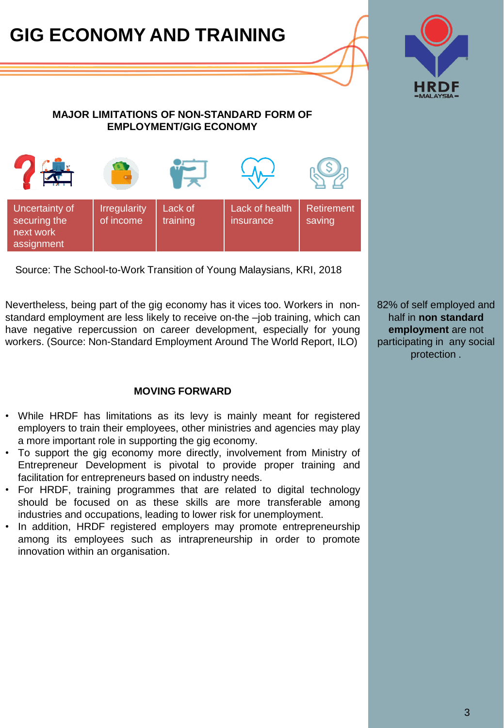# GIG ECONOMY AND TRAINING

### MAJOR LIMITATIONS OF NON-STANDARD FORM OF EMPLOYMENT/GIG ECONOMY

| Uncertainty of securing the next work assignment | Irregularity of income | Lack of training | Lack of health insurance | Retirement saving |
|---|---|---|---|---|

Source: The School-to-Work Transition of Young Malaysians, KRI, 2018

Nevertheless, being part of the gig economy has it vices too. Workers in non-standard employment are less likely to receive on-the –job training, which can have negative repercussion on career development, especially for young workers. (Source: Non-Standard Employment Around The World Report, ILO)

82% of self employed and half in **non standard employment** are not participating in any social protection .

### MOVING FORWARD

- While HRDF has limitations as its levy is mainly meant for registered employers to train their employees, other ministries and agencies may play a more important role in supporting the gig economy.
- To support the gig economy more directly, involvement from Ministry of Entrepreneur Development is pivotal to provide proper training and facilitation for entrepreneurs based on industry needs.
- For HRDF, training programmes that are related to digital technology should be focused on as these skills are more transferable among industries and occupations, leading to lower risk for unemployment.
- In addition, HRDF registered employers may promote entrepreneurship among its employees such as intrapreneurship in order to promote innovation within an organisation.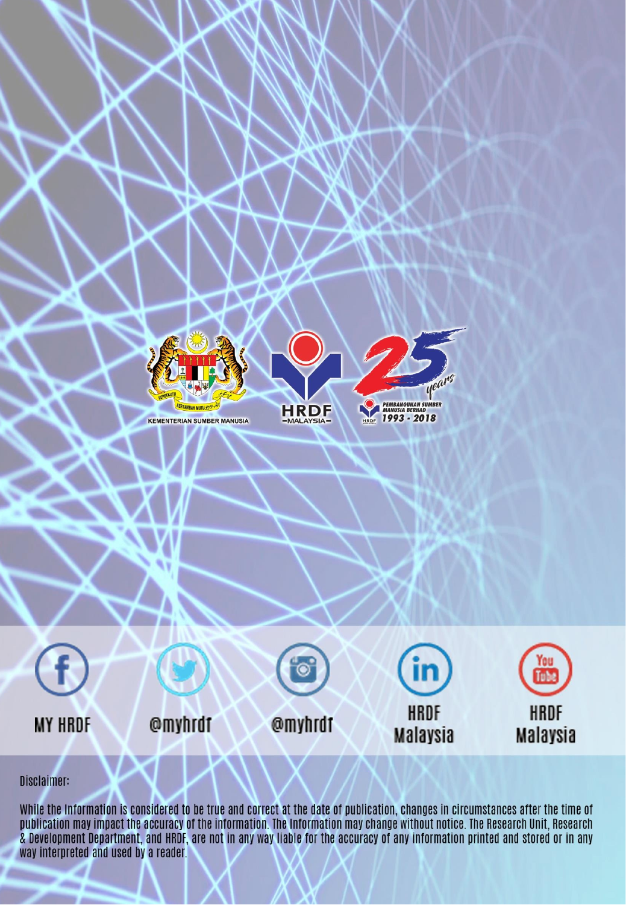KEMENTERIAN SUMBER MANUSIA

HRDF -MALAYSIA-

25 years PEMBANGUNAN SUMBER MANUSIA BERHAD 1993 - 2018

MY HRDF

@myhrdf

@myhrdf

HRDF Malaysia

HRDF Malaysia

Disclaimer:

While the Information is considered to be true and correct at the date of publication, changes in circumstances after the time of publication may impact the accuracy of the information. The Information may change without notice. The Research Unit, Research & Development Department, and HRDF, are not in any way liable for the accuracy of any information printed and stored or in any way interpreted and used by a reader.